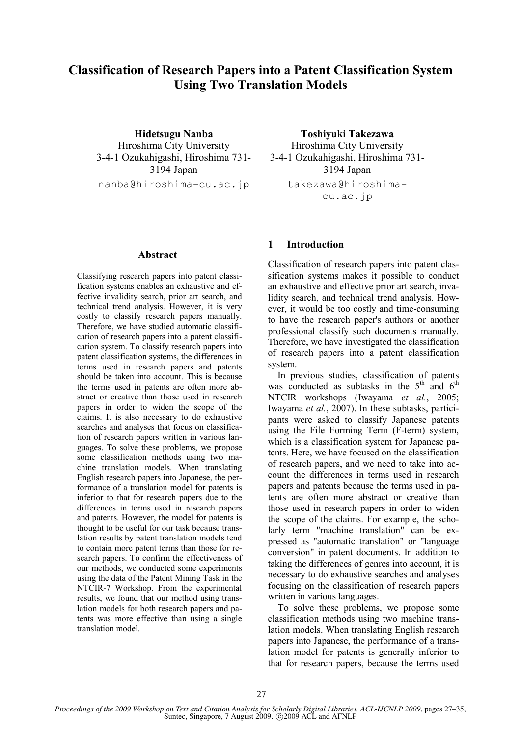# Classification of Research Papers into a Patent Classification System Using Two Translation Models

**Hidetsugu Nanba**
Hiroshima City University
3-4-1 Ozukahigashi, Hiroshima 731-3194 Japan
nanba@hiroshima-cu.ac.jp

**Toshiyuki Takezawa**
Hiroshima City University
3-4-1 Ozukahigashi, Hiroshima 731-3194 Japan
takezawa@hiroshima-cu.ac.jp

## Abstract

Classifying research papers into patent classification systems enables an exhaustive and effective invalidity search, prior art search, and technical trend analysis. However, it is very costly to classify research papers manually. Therefore, we have studied automatic classification of research papers into a patent classification system. To classify research papers into patent classification systems, the differences in terms used in research papers and patents should be taken into account. This is because the terms used in patents are often more abstract or creative than those used in research papers in order to widen the scope of the claims. It is also necessary to do exhaustive searches and analyses that focus on classification of research papers written in various languages. To solve these problems, we propose some classification methods using two machine translation models. When translating English research papers into Japanese, the performance of a translation model for patents is inferior to that for research papers due to the differences in terms used in research papers and patents. However, the model for patents is thought to be useful for our task because translation results by patent translation models tend to contain more patent terms than those for research papers. To confirm the effectiveness of our methods, we conducted some experiments using the data of the Patent Mining Task in the NTCIR-7 Workshop. From the experimental results, we found that our method using translation models for both research papers and patents was more effective than using a single translation model.

## 1 Introduction

Classification of research papers into patent classification systems makes it possible to conduct an exhaustive and effective prior art search, invalidity search, and technical trend analysis. However, it would be too costly and time-consuming to have the research paper's authors or another professional classify such documents manually. Therefore, we have investigated the classification of research papers into a patent classification system.

In previous studies, classification of patents was conducted as subtasks in the 5th and 6th NTCIR workshops (Iwayama *et al.*, 2005; Iwayama *et al.*, 2007). In these subtasks, participants were asked to classify Japanese patents using the File Forming Term (F-term) system, which is a classification system for Japanese patents. Here, we have focused on the classification of research papers, and we need to take into account the differences in terms used in research papers and patents because the terms used in patents are often more abstract or creative than those used in research papers in order to widen the scope of the claims. For example, the scholarly term "machine translation" can be expressed as "automatic translation" or "language conversion" in patent documents. In addition to taking the differences of genres into account, it is necessary to do exhaustive searches and analyses focusing on the classification of research papers written in various languages.

To solve these problems, we propose some classification methods using two machine translation models. When translating English research papers into Japanese, the performance of a translation model for patents is generally inferior to that for research papers, because the terms used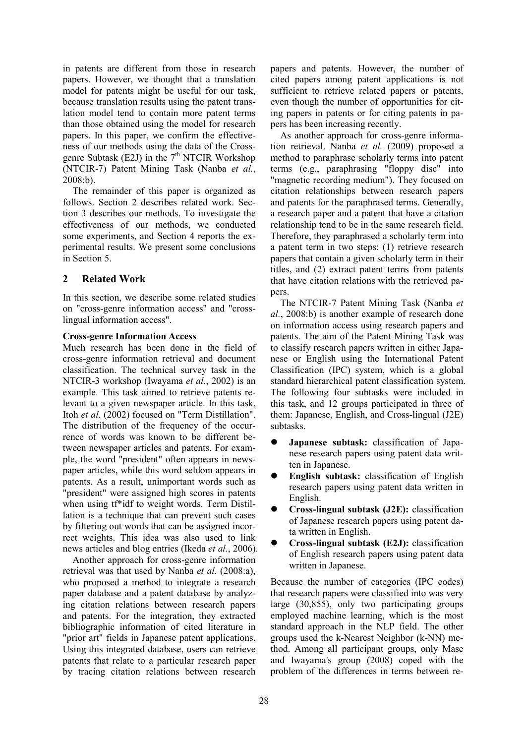in patents are different from those in research papers. However, we thought that a translation model for patents might be useful for our task, because translation results using the patent translation model tend to contain more patent terms than those obtained using the model for research papers. In this paper, we confirm the effectiveness of our methods using the data of the Cross-genre Subtask (E2J) in the 7th NTCIR Workshop (NTCIR-7) Patent Mining Task (Nanba *et al.*, 2008:b).

The remainder of this paper is organized as follows. Section 2 describes related work. Section 3 describes our methods. To investigate the effectiveness of our methods, we conducted some experiments, and Section 4 reports the experimental results. We present some conclusions in Section 5.

## 2 Related Work

In this section, we describe some related studies on "cross-genre information access" and "cross-lingual information access".

**Cross-genre Information Access**

Much research has been done in the field of cross-genre information retrieval and document classification. The technical survey task in the NTCIR-3 workshop (Iwayama *et al.*, 2002) is an example. This task aimed to retrieve patents relevant to a given newspaper article. In this task, Itoh *et al.* (2002) focused on "Term Distillation". The distribution of the frequency of the occurrence of words was known to be different between newspaper articles and patents. For example, the word "president" often appears in newspaper articles, while this word seldom appears in patents. As a result, unimportant words such as "president" were assigned high scores in patents when using tf*idf to weight words. Term Distillation is a technique that can prevent such cases by filtering out words that can be assigned incorrect weights. This idea was also used to link news articles and blog entries (Ikeda *et al.*, 2006).

Another approach for cross-genre information retrieval was that used by Nanba *et al.* (2008:a), who proposed a method to integrate a research paper database and a patent database by analyzing citation relations between research papers and patents. For the integration, they extracted bibliographic information of cited literature in "prior art" fields in Japanese patent applications. Using this integrated database, users can retrieve patents that relate to a particular research paper by tracing citation relations between research papers and patents. However, the number of cited papers among patent applications is not sufficient to retrieve related papers or patents, even though the number of opportunities for citing papers in patents or for citing patents in papers has been increasing recently.

As another approach for cross-genre information retrieval, Nanba *et al.* (2009) proposed a method to paraphrase scholarly terms into patent terms (e.g., paraphrasing "floppy disc" into "magnetic recording medium"). They focused on citation relationships between research papers and patents for the paraphrased terms. Generally, a research paper and a patent that have a citation relationship tend to be in the same research field. Therefore, they paraphrased a scholarly term into a patent term in two steps: (1) retrieve research papers that contain a given scholarly term in their titles, and (2) extract patent terms from patents that have citation relations with the retrieved papers.

The NTCIR-7 Patent Mining Task (Nanba *et al.*, 2008:b) is another example of research done on information access using research papers and patents. The aim of the Patent Mining Task was to classify research papers written in either Japanese or English using the International Patent Classification (IPC) system, which is a global standard hierarchical patent classification system. The following four subtasks were included in this task, and 12 groups participated in three of them: Japanese, English, and Cross-lingual (J2E) subtasks.

- **Japanese subtask:** classification of Japanese research papers using patent data written in Japanese.
- **English subtask:** classification of English research papers using patent data written in English.
- **Cross-lingual subtask (J2E):** classification of Japanese research papers using patent data written in English.
- **Cross-lingual subtask (E2J):** classification of English research papers using patent data written in Japanese.

Because the number of categories (IPC codes) that research papers were classified into was very large (30,855), only two participating groups employed machine learning, which is the most standard approach in the NLP field. The other groups used the k-Nearest Neighbor (k-NN) method. Among all participant groups, only Mase and Iwayama's group (2008) coped with the problem of the differences in terms between re-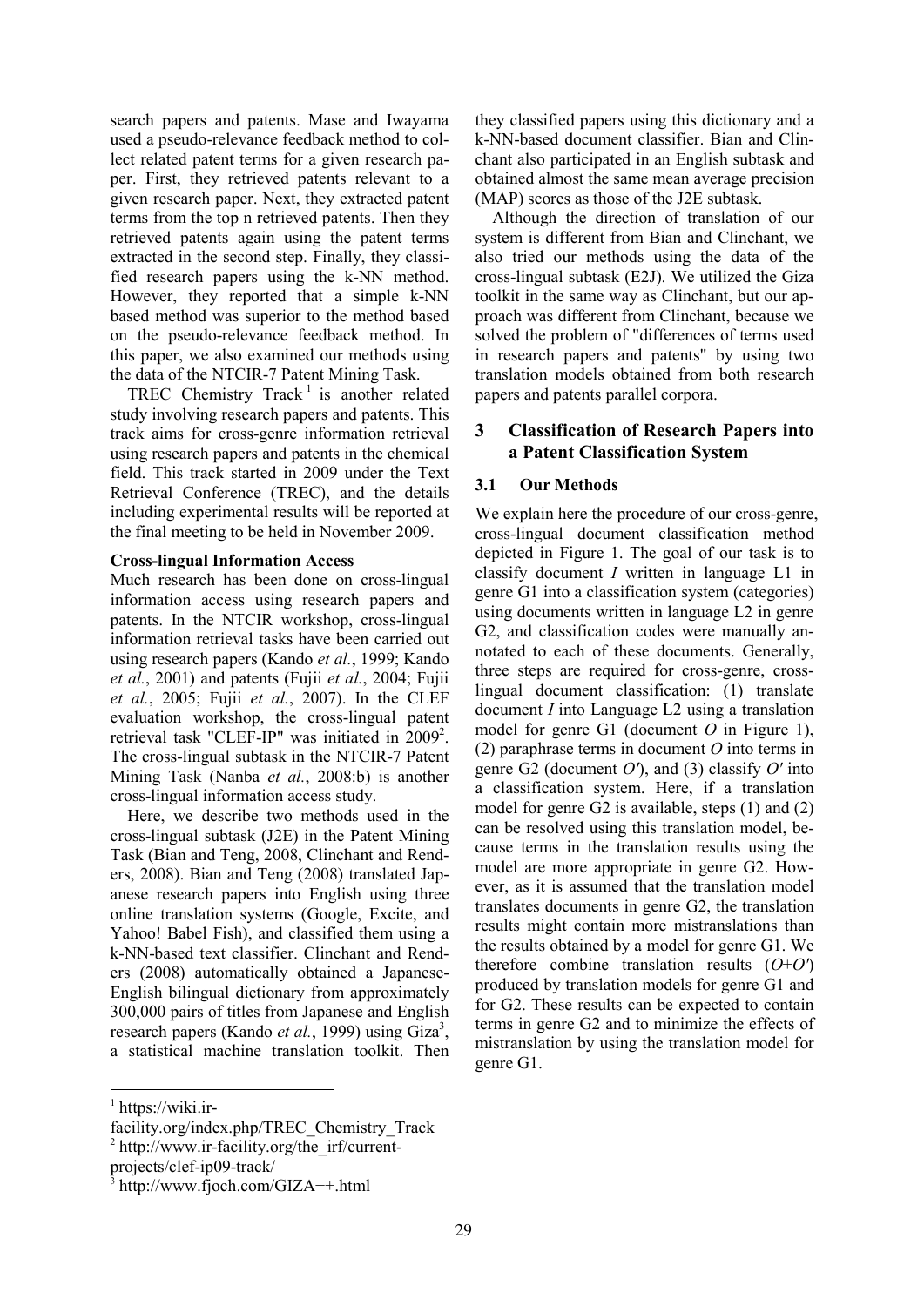search papers and patents. Mase and Iwayama used a pseudo-relevance feedback method to collect related patent terms for a given research paper. First, they retrieved patents relevant to a given research paper. Next, they extracted patent terms from the top n retrieved patents. Then they retrieved patents again using the patent terms extracted in the second step. Finally, they classified research papers using the k-NN method. However, they reported that a simple k-NN based method was superior to the method based on the pseudo-relevance feedback method. In this paper, we also examined our methods using the data of the NTCIR-7 Patent Mining Task.

TREC Chemistry Track [1] is another related study involving research papers and patents. This track aims for cross-genre information retrieval using research papers and patents in the chemical field. This track started in 2009 under the Text Retrieval Conference (TREC), and the details including experimental results will be reported at the final meeting to be held in November 2009.

**Cross-lingual Information Access**

Much research has been done on cross-lingual information access using research papers and patents. In the NTCIR workshop, cross-lingual information retrieval tasks have been carried out using research papers (Kando *et al.*, 1999; Kando *et al.*, 2001) and patents (Fujii *et al.*, 2004; Fujii *et al.*, 2005; Fujii *et al.*, 2007). In the CLEF evaluation workshop, the cross-lingual patent retrieval task "CLEF-IP" was initiated in 2009[2]. The cross-lingual subtask in the NTCIR-7 Patent Mining Task (Nanba *et al.*, 2008:b) is another cross-lingual information access study.

Here, we describe two methods used in the cross-lingual subtask (J2E) in the Patent Mining Task (Bian and Teng, 2008, Clinchant and Renders, 2008). Bian and Teng (2008) translated Japanese research papers into English using three online translation systems (Google, Excite, and Yahoo! Babel Fish), and classified them using a k-NN-based text classifier. Clinchant and Renders (2008) automatically obtained a Japanese-English bilingual dictionary from approximately 300,000 pairs of titles from Japanese and English research papers (Kando *et al.*, 1999) using Giza[3], a statistical machine translation toolkit. Then they classified papers using this dictionary and a k-NN-based document classifier. Bian and Clinchant also participated in an English subtask and obtained almost the same mean average precision (MAP) scores as those of the J2E subtask.

Although the direction of translation of our system is different from Bian and Clinchant, we also tried our methods using the data of the cross-lingual subtask (E2J). We utilized the Giza toolkit in the same way as Clinchant, but our approach was different from Clinchant, because we solved the problem of "differences of terms used in research papers and patents" by using two translation models obtained from both research papers and patents parallel corpora.

## 3 Classification of Research Papers into a Patent Classification System

### 3.1 Our Methods

We explain here the procedure of our cross-genre, cross-lingual document classification method depicted in Figure 1. The goal of our task is to classify document *I* written in language L1 in genre G1 into a classification system (categories) using documents written in language L2 in genre G2, and classification codes were manually annotated to each of these documents. Generally, three steps are required for cross-genre, cross-lingual document classification: (1) translate document *I* into Language L2 using a translation model for genre G1 (document *O* in Figure 1), (2) paraphrase terms in document *O* into terms in genre G2 (document *O′*), and (3) classify *O′* into a classification system. Here, if a translation model for genre G2 is available, steps (1) and (2) can be resolved using this translation model, because terms in the translation results using the model are more appropriate in genre G2. However, as it is assumed that the translation model translates documents in genre G2, the translation results might contain more mistranslations than the results obtained by a model for genre G1. We therefore combine translation results (*O*+*O′*) produced by translation models for genre G1 and for G2. These results can be expected to contain terms in genre G2 and to minimize the effects of mistranslation by using the translation model for genre G1.

[1] https://wiki.ir-facility.org/index.php/TREC_Chemistry_Track

[2] http://www.ir-facility.org/the_irf/current-projects/clef-ip09-track/

[3] http://www.fjoch.com/GIZA++.html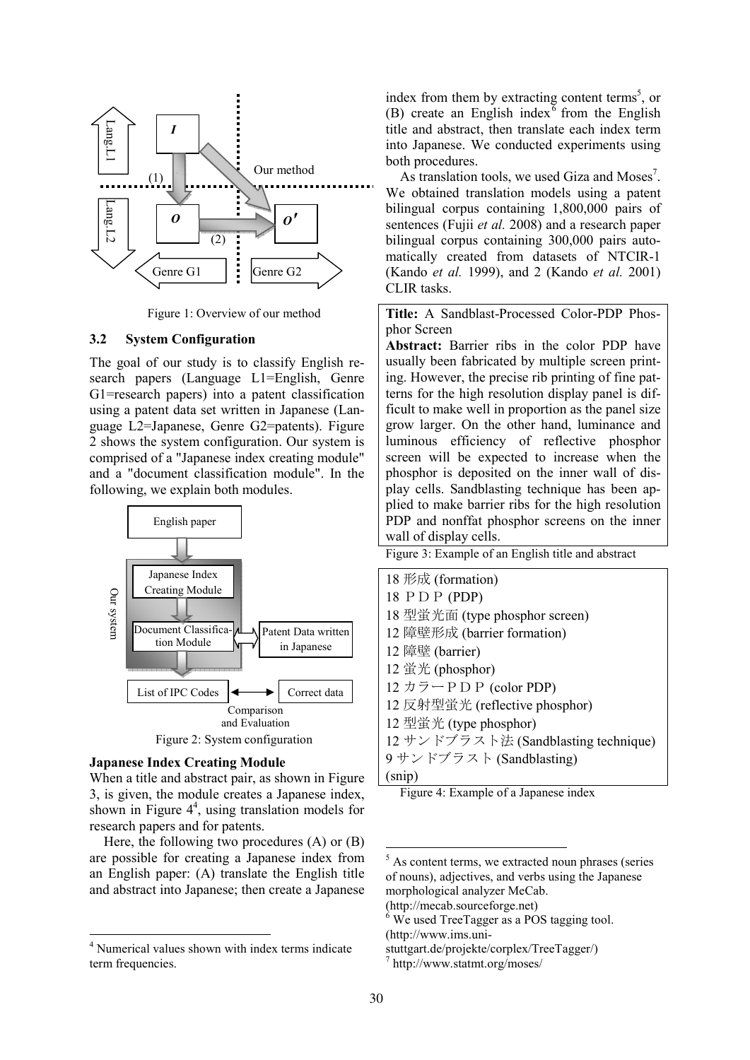Figure 1: Overview of our method

### 3.2 System Configuration

The goal of our study is to classify English research papers (Language L1=English, Genre G1=research papers) into a patent classification using a patent data set written in Japanese (Language L2=Japanese, Genre G2=patents). Figure 2 shows the system configuration. Our system is comprised of a "Japanese index creating module" and a "document classification module". In the following, we explain both modules.

Figure 2: System configuration

**Japanese Index Creating Module**

When a title and abstract pair, as shown in Figure 3, is given, the module creates a Japanese index, shown in Figure 4[4], using translation models for research papers and for patents.

Here, the following two procedures (A) or (B) are possible for creating a Japanese index from an English paper: (A) translate the English title and abstract into Japanese; then create a Japanese index from them by extracting content terms[5], or (B) create an English index[6] from the English title and abstract, then translate each index term into Japanese. We conducted experiments using both procedures.

As translation tools, we used Giza and Moses[7]. We obtained translation models using a patent bilingual corpus containing 1,800,000 pairs of sentences (Fujii *et al.* 2008) and a research paper bilingual corpus containing 300,000 pairs automatically created from datasets of NTCIR-1 (Kando *et al.* 1999), and 2 (Kando *et al.* 2001) CLIR tasks.

**Title:** A Sandblast-Processed Color-PDP Phosphor Screen

**Abstract:** Barrier ribs in the color PDP have usually been fabricated by multiple screen printing. However, the precise rib printing of fine patterns for the high resolution display panel is difficult to make well in proportion as the panel size grow larger. On the other hand, luminance and luminous efficiency of reflective phosphor screen will be expected to increase when the phosphor is deposited on the inner wall of display cells. Sandblasting technique has been applied to make barrier ribs for the high resolution PDP and nonffat phosphor screens on the inner wall of display cells.

Figure 3: Example of an English title and abstract

18 形成 (formation)
18 ＰＤＰ (PDP)
18 型蛍光面 (type phosphor screen)
12 障壁形成 (barrier formation)
12 障壁 (barrier)
12 蛍光 (phosphor)
12 カラーＰＤＰ (color PDP)
12 反射型蛍光 (reflective phosphor)
12 型蛍光 (type phosphor)
12 サンドブラスト法 (Sandblasting technique)
9 サンドブラスト (Sandblasting)
(snip)

Figure 4: Example of a Japanese index

---

[4] Numerical values shown with index terms indicate term frequencies.

[5] As content terms, we extracted noun phrases (series of nouns), adjectives, and verbs using the Japanese morphological analyzer MeCab. (http://mecab.sourceforge.net)

[6] We used TreeTagger as a POS tagging tool. (http://www.ims.uni-stuttgart.de/projekte/corplex/TreeTagger/)

[7] http://www.statmt.org/moses/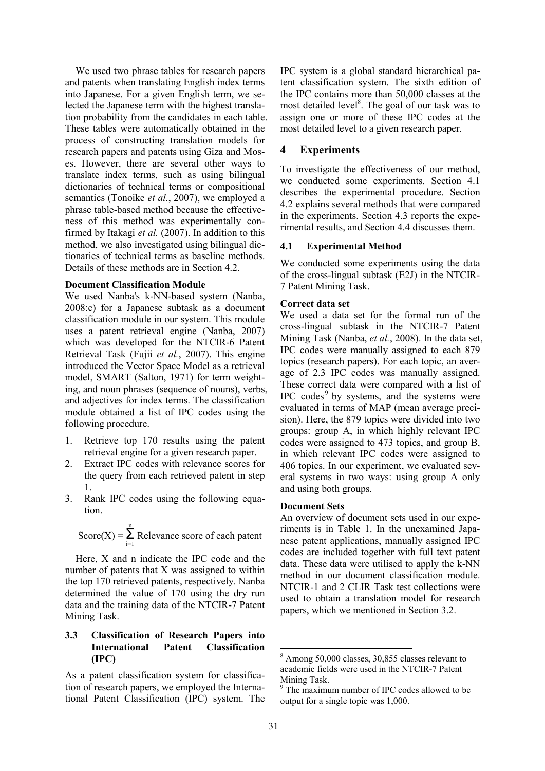We used two phrase tables for research papers and patents when translating English index terms into Japanese. For a given English term, we selected the Japanese term with the highest translation probability from the candidates in each table. These tables were automatically obtained in the process of constructing translation models for research papers and patents using Giza and Moses. However, there are several other ways to translate index terms, such as using bilingual dictionaries of technical terms or compositional semantics (Tonoike *et al.*, 2007), we employed a phrase table-based method because the effectiveness of this method was experimentally confirmed by Itakagi *et al.* (2007). In addition to this method, we also investigated using bilingual dictionaries of technical terms as baseline methods. Details of these methods are in Section 4.2.

**Document Classification Module**

We used Nanba's k-NN-based system (Nanba, 2008:c) for a Japanese subtask as a document classification module in our system. This module uses a patent retrieval engine (Nanba, 2007) which was developed for the NTCIR-6 Patent Retrieval Task (Fujii *et al.*, 2007). This engine introduced the Vector Space Model as a retrieval model, SMART (Salton, 1971) for term weighting, and noun phrases (sequence of nouns), verbs, and adjectives for index terms. The classification module obtained a list of IPC codes using the following procedure.

1. Retrieve top 170 results using the patent retrieval engine for a given research paper.
2. Extract IPC codes with relevance scores for the query from each retrieved patent in step 1.
3. Rank IPC codes using the following equation.

$$\text{Score}(X) = \sum_{i=1}^{n} \text{Relevance score of each patent}$$

Here, X and n indicate the IPC code and the number of patents that X was assigned to within the top 170 retrieved patents, respectively. Nanba determined the value of 170 using the dry run data and the training data of the NTCIR-7 Patent Mining Task.

### 3.3 Classification of Research Papers into International Patent Classification (IPC)

As a patent classification system for classification of research papers, we employed the International Patent Classification (IPC) system. The IPC system is a global standard hierarchical patent classification system. The sixth edition of the IPC contains more than 50,000 classes at the most detailed level[8]. The goal of our task was to assign one or more of these IPC codes at the most detailed level to a given research paper.

## 4 Experiments

To investigate the effectiveness of our method, we conducted some experiments. Section 4.1 describes the experimental procedure. Section 4.2 explains several methods that were compared in the experiments. Section 4.3 reports the experimental results, and Section 4.4 discusses them.

### 4.1 Experimental Method

We conducted some experiments using the data of the cross-lingual subtask (E2J) in the NTCIR-7 Patent Mining Task.

**Correct data set**

We used a data set for the formal run of the cross-lingual subtask in the NTCIR-7 Patent Mining Task (Nanba, *et al.*, 2008). In the data set, IPC codes were manually assigned to each 879 topics (research papers). For each topic, an average of 2.3 IPC codes was manually assigned. These correct data were compared with a list of IPC codes[9] by systems, and the systems were evaluated in terms of MAP (mean average precision). Here, the 879 topics were divided into two groups: group A, in which highly relevant IPC codes were assigned to 473 topics, and group B, in which relevant IPC codes were assigned to 406 topics. In our experiment, we evaluated several systems in two ways: using group A only and using both groups.

**Document Sets**

An overview of document sets used in our experiments is in Table 1. In the unexamined Japanese patent applications, manually assigned IPC codes are included together with full text patent data. These data were utilised to apply the k-NN method in our document classification module. NTCIR-1 and 2 CLIR Task test collections were used to obtain a translation model for research papers, which we mentioned in Section 3.2.

---

[8] Among 50,000 classes, 30,855 classes relevant to academic fields were used in the NTCIR-7 Patent Mining Task.

[9] The maximum number of IPC codes allowed to be output for a single topic was 1,000.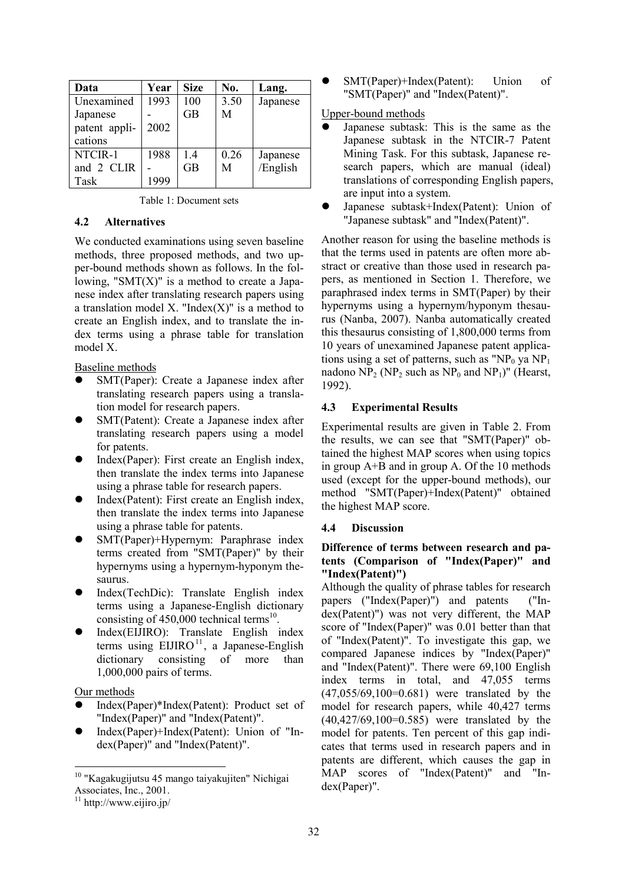| Data | Year | Size | No. | Lang. |
|---|---|---|---|---|
| Unexamined Japanese patent applications | 1993 - 2002 | 100 GB | 3.50 M | Japanese |
| NTCIR-1 and 2 CLIR Task | 1988 - 1999 | 1.4 GB | 0.26 M | Japanese /English |

Table 1: Document sets

### 4.2 Alternatives

We conducted examinations using seven baseline methods, three proposed methods, and two upper-bound methods shown as follows. In the following, "SMT(X)" is a method to create a Japanese index after translating research papers using a translation model X. "Index(X)" is a method to create an English index, and to translate the index terms using a phrase table for translation model X.

Baseline methods

- SMT(Paper): Create a Japanese index after translating research papers using a translation model for research papers.
- SMT(Patent): Create a Japanese index after translating research papers using a model for patents.
- Index(Paper): First create an English index, then translate the index terms into Japanese using a phrase table for research papers.
- Index(Patent): First create an English index, then translate the index terms into Japanese using a phrase table for patents.
- SMT(Paper)+Hypernym: Paraphrase index terms created from "SMT(Paper)" by their hypernyms using a hypernym-hyponym thesaurus.
- Index(TechDic): Translate English index terms using a Japanese-English dictionary consisting of 450,000 technical terms[10].
- Index(EIJIRO): Translate English index terms using EIJIRO[11], a Japanese-English dictionary consisting of more than 1,000,000 pairs of terms.

Our methods

- Index(Paper)*Index(Patent): Product set of "Index(Paper)" and "Index(Patent)".
- Index(Paper)+Index(Patent): Union of "Index(Paper)" and "Index(Patent)".
- SMT(Paper)+Index(Patent): Union of "SMT(Paper)" and "Index(Patent)".

Upper-bound methods

- Japanese subtask: This is the same as the Japanese subtask in the NTCIR-7 Patent Mining Task. For this subtask, Japanese research papers, which are manual (ideal) translations of corresponding English papers, are input into a system.
- Japanese subtask+Index(Patent): Union of "Japanese subtask" and "Index(Patent)".

Another reason for using the baseline methods is that the terms used in patents are often more abstract or creative than those used in research papers, as mentioned in Section 1. Therefore, we paraphrased index terms in SMT(Paper) by their hypernyms using a hypernym/hyponym thesaurus (Nanba, 2007). Nanba automatically created this thesaurus consisting of 1,800,000 terms from 10 years of unexamined Japanese patent applications using a set of patterns, such as "$NP_0$ ya $NP_1$ nadono $NP_2$ ($NP_2$ such as $NP_0$ and $NP_1$)" (Hearst, 1992).

### 4.3 Experimental Results

Experimental results are given in Table 2. From the results, we can see that "SMT(Paper)" obtained the highest MAP scores when using topics in group A+B and in group A. Of the 10 methods used (except for the upper-bound methods), our method "SMT(Paper)+Index(Patent)" obtained the highest MAP score.

### 4.4 Discussion

**Difference of terms between research and patents (Comparison of "Index(Paper)" and "Index(Patent)")**

Although the quality of phrase tables for research papers ("Index(Paper)") and patents ("Index(Patent)") was not very different, the MAP score of "Index(Paper)" was 0.01 better than that of "Index(Patent)". To investigate this gap, we compared Japanese indices by "Index(Paper)" and "Index(Patent)". There were 69,100 English index terms in total, and 47,055 terms (47,055/69,100=0.681) were translated by the model for research papers, while 40,427 terms (40,427/69,100=0.585) were translated by the model for patents. Ten percent of this gap indicates that terms used in research papers and in patents are different, which causes the gap in MAP scores of "Index(Patent)" and "Index(Paper)".

[10] "Kagakugijutsu 45 mango taiyakujiten" Nichigai Associates, Inc., 2001.

[11] http://www.eijiro.jp/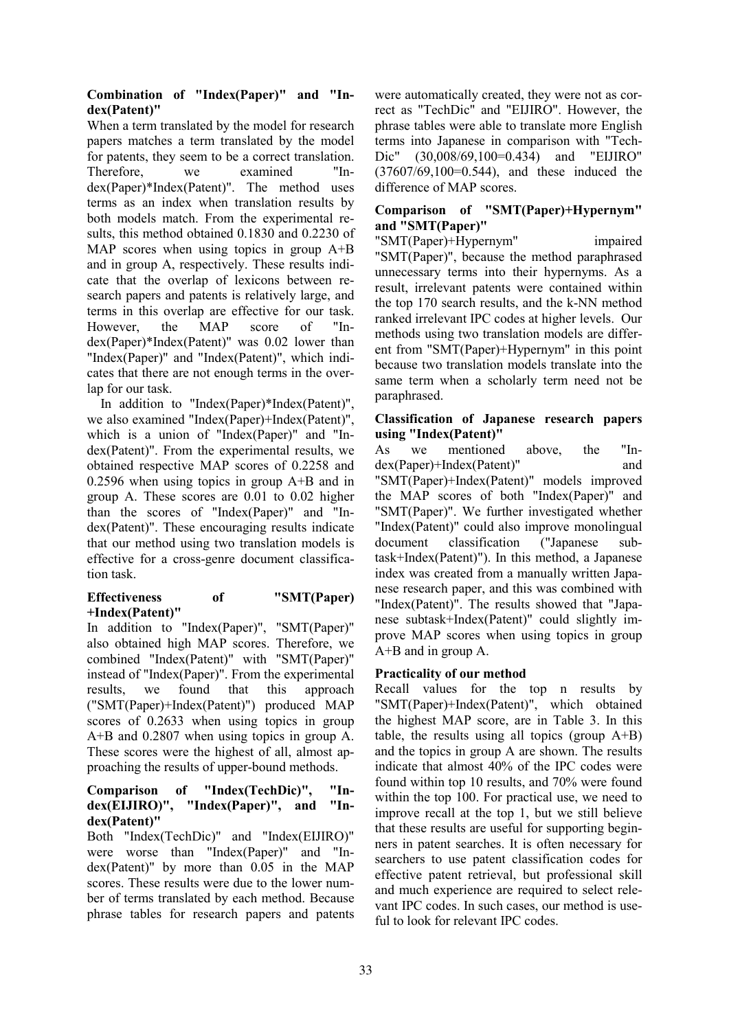**Combination of "Index(Paper)" and "Index(Patent)"**

When a term translated by the model for research papers matches a term translated by the model for patents, they seem to be a correct translation. Therefore, we examined "Index(Paper)*Index(Patent)". The method uses terms as an index when translation results by both models match. From the experimental results, this method obtained 0.1830 and 0.2230 of MAP scores when using topics in group A+B and in group A, respectively. These results indicate that the overlap of lexicons between research papers and patents is relatively large, and terms in this overlap are effective for our task. However, the MAP score of "Index(Paper)*Index(Patent)" was 0.02 lower than "Index(Paper)" and "Index(Patent)", which indicates that there are not enough terms in the overlap for our task.

In addition to "Index(Paper)*Index(Patent)", we also examined "Index(Paper)+Index(Patent)", which is a union of "Index(Paper)" and "Index(Patent)". From the experimental results, we obtained respective MAP scores of 0.2258 and 0.2596 when using topics in group A+B and in group A. These scores are 0.01 to 0.02 higher than the scores of "Index(Paper)" and "Index(Patent)". These encouraging results indicate that our method using two translation models is effective for a cross-genre document classification task.

**Effectiveness of "SMT(Paper)+Index(Patent)"**

In addition to "Index(Paper)", "SMT(Paper)" also obtained high MAP scores. Therefore, we combined "Index(Patent)" with "SMT(Paper)" instead of "Index(Paper)". From the experimental results, we found that this approach ("SMT(Paper)+Index(Patent)") produced MAP scores of 0.2633 when using topics in group A+B and 0.2807 when using topics in group A. These scores were the highest of all, almost approaching the results of upper-bound methods.

**Comparison of "Index(TechDic)", "Index(EIJIRO)", "Index(Paper)", and "Index(Patent)"**

Both "Index(TechDic)" and "Index(EIJIRO)" were worse than "Index(Paper)" and "Index(Patent)" by more than 0.05 in the MAP scores. These results were due to the lower number of terms translated by each method. Because phrase tables for research papers and patents were automatically created, they were not as correct as "TechDic" and "EIJIRO". However, the phrase tables were able to translate more English terms into Japanese in comparison with "TechDic" (30,008/69,100=0.434) and "EIJIRO" (37607/69,100=0.544), and these induced the difference of MAP scores.

**Comparison of "SMT(Paper)+Hypernym" and "SMT(Paper)"**

"SMT(Paper)+Hypernym" impaired "SMT(Paper)", because the method paraphrased unnecessary terms into their hypernyms. As a result, irrelevant patents were contained within the top 170 search results, and the k-NN method ranked irrelevant IPC codes at higher levels. Our methods using two translation models are different from "SMT(Paper)+Hypernym" in this point because two translation models translate into the same term when a scholarly term need not be paraphrased.

**Classification of Japanese research papers using "Index(Patent)"**

As we mentioned above, the "Index(Paper)+Index(Patent)" and "SMT(Paper)+Index(Patent)" models improved the MAP scores of both "Index(Paper)" and "SMT(Paper)". We further investigated whether "Index(Patent)" could also improve monolingual document classification ("Japanese subtask+Index(Patent)"). In this method, a Japanese index was created from a manually written Japanese research paper, and this was combined with "Index(Patent)". The results showed that "Japanese subtask+Index(Patent)" could slightly improve MAP scores when using topics in group A+B and in group A.

**Practicality of our method**

Recall values for the top n results by "SMT(Paper)+Index(Patent)", which obtained the highest MAP score, are in Table 3. In this table, the results using all topics (group A+B) and the topics in group A are shown. The results indicate that almost 40% of the IPC codes were found within top 10 results, and 70% were found within the top 100. For practical use, we need to improve recall at the top 1, but we still believe that these results are useful for supporting beginners in patent searches. It is often necessary for searchers to use patent classification codes for effective patent retrieval, but professional skill and much experience are required to select relevant IPC codes. In such cases, our method is useful to look for relevant IPC codes.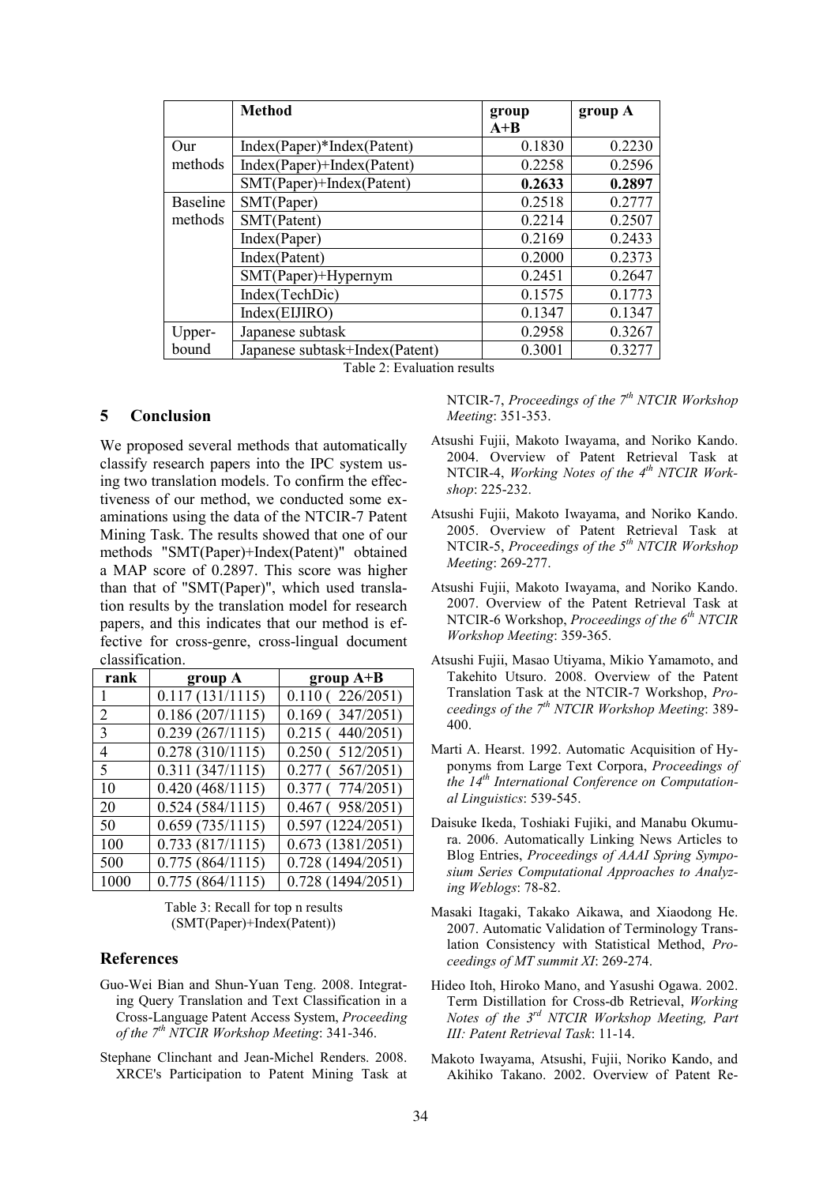|  | Method | group A+B | group A |
|---|---|---|---|
| Our methods | Index(Paper)*Index(Patent) | 0.1830 | 0.2230 |
|  | Index(Paper)+Index(Patent) | 0.2258 | 0.2596 |
|  | SMT(Paper)+Index(Patent) | **0.2633** | **0.2897** |
| Baseline methods | SMT(Paper) | 0.2518 | 0.2777 |
|  | SMT(Patent) | 0.2214 | 0.2507 |
|  | Index(Paper) | 0.2169 | 0.2433 |
|  | Index(Patent) | 0.2000 | 0.2373 |
|  | SMT(Paper)+Hypernym | 0.2451 | 0.2647 |
|  | Index(TechDic) | 0.1575 | 0.1773 |
|  | Index(EIJIRO) | 0.1347 | 0.1347 |
| Upper-bound | Japanese subtask | 0.2958 | 0.3267 |
|  | Japanese subtask+Index(Patent) | 0.3001 | 0.3277 |

Table 2: Evaluation results

## 5 Conclusion

We proposed several methods that automatically classify research papers into the IPC system using two translation models. To confirm the effectiveness of our method, we conducted some examinations using the data of the NTCIR-7 Patent Mining Task. The results showed that one of our methods "SMT(Paper)+Index(Patent)" obtained a MAP score of 0.2897. This score was higher than that of "SMT(Paper)", which used translation results by the translation model for research papers, and this indicates that our method is effective for cross-genre, cross-lingual document classification.

| rank | group A | group A+B |
|---|---|---|
| 1 | 0.117 (131/1115) | 0.110 ( 226/2051) |
| 2 | 0.186 (207/1115) | 0.169 ( 347/2051) |
| 3 | 0.239 (267/1115) | 0.215 ( 440/2051) |
| 4 | 0.278 (310/1115) | 0.250 ( 512/2051) |
| 5 | 0.311 (347/1115) | 0.277 ( 567/2051) |
| 10 | 0.420 (468/1115) | 0.377 ( 774/2051) |
| 20 | 0.524 (584/1115) | 0.467 ( 958/2051) |
| 50 | 0.659 (735/1115) | 0.597 (1224/2051) |
| 100 | 0.733 (817/1115) | 0.673 (1381/2051) |
| 500 | 0.775 (864/1115) | 0.728 (1494/2051) |
| 1000 | 0.775 (864/1115) | 0.728 (1494/2051) |

Table 3: Recall for top n results (SMT(Paper)+Index(Patent))

## References

Guo-Wei Bian and Shun-Yuan Teng. 2008. Integrating Query Translation and Text Classification in a Cross-Language Patent Access System, *Proceeding of the 7th NTCIR Workshop Meeting*: 341-346.

Stephane Clinchant and Jean-Michel Renders. 2008. XRCE's Participation to Patent Mining Task at NTCIR-7, *Proceedings of the 7th NTCIR Workshop Meeting*: 351-353.

Atsushi Fujii, Makoto Iwayama, and Noriko Kando. 2004. Overview of Patent Retrieval Task at NTCIR-4, *Working Notes of the 4th NTCIR Workshop*: 225-232.

Atsushi Fujii, Makoto Iwayama, and Noriko Kando. 2005. Overview of Patent Retrieval Task at NTCIR-5, *Proceedings of the 5th NTCIR Workshop Meeting*: 269-277.

Atsushi Fujii, Makoto Iwayama, and Noriko Kando. 2007. Overview of the Patent Retrieval Task at NTCIR-6 Workshop, *Proceedings of the 6th NTCIR Workshop Meeting*: 359-365.

Atsushi Fujii, Masao Utiyama, Mikio Yamamoto, and Takehito Utsuro. 2008. Overview of the Patent Translation Task at the NTCIR-7 Workshop, *Proceedings of the 7th NTCIR Workshop Meeting*: 389-400.

Marti A. Hearst. 1992. Automatic Acquisition of Hyponyms from Large Text Corpora, *Proceedings of the 14th International Conference on Computational Linguistics*: 539-545.

Daisuke Ikeda, Toshiaki Fujiki, and Manabu Okumura. 2006. Automatically Linking News Articles to Blog Entries, *Proceedings of AAAI Spring Symposium Series Computational Approaches to Analyzing Weblogs*: 78-82.

Masaki Itagaki, Takako Aikawa, and Xiaodong He. 2007. Automatic Validation of Terminology Translation Consistency with Statistical Method, *Proceedings of MT summit XI*: 269-274.

Hideo Itoh, Hiroko Mano, and Yasushi Ogawa. 2002. Term Distillation for Cross-db Retrieval, *Working Notes of the 3rd NTCIR Workshop Meeting, Part III: Patent Retrieval Task*: 11-14.

Makoto Iwayama, Atsushi, Fujii, Noriko Kando, and Akihiko Takano. 2002. Overview of Patent Re-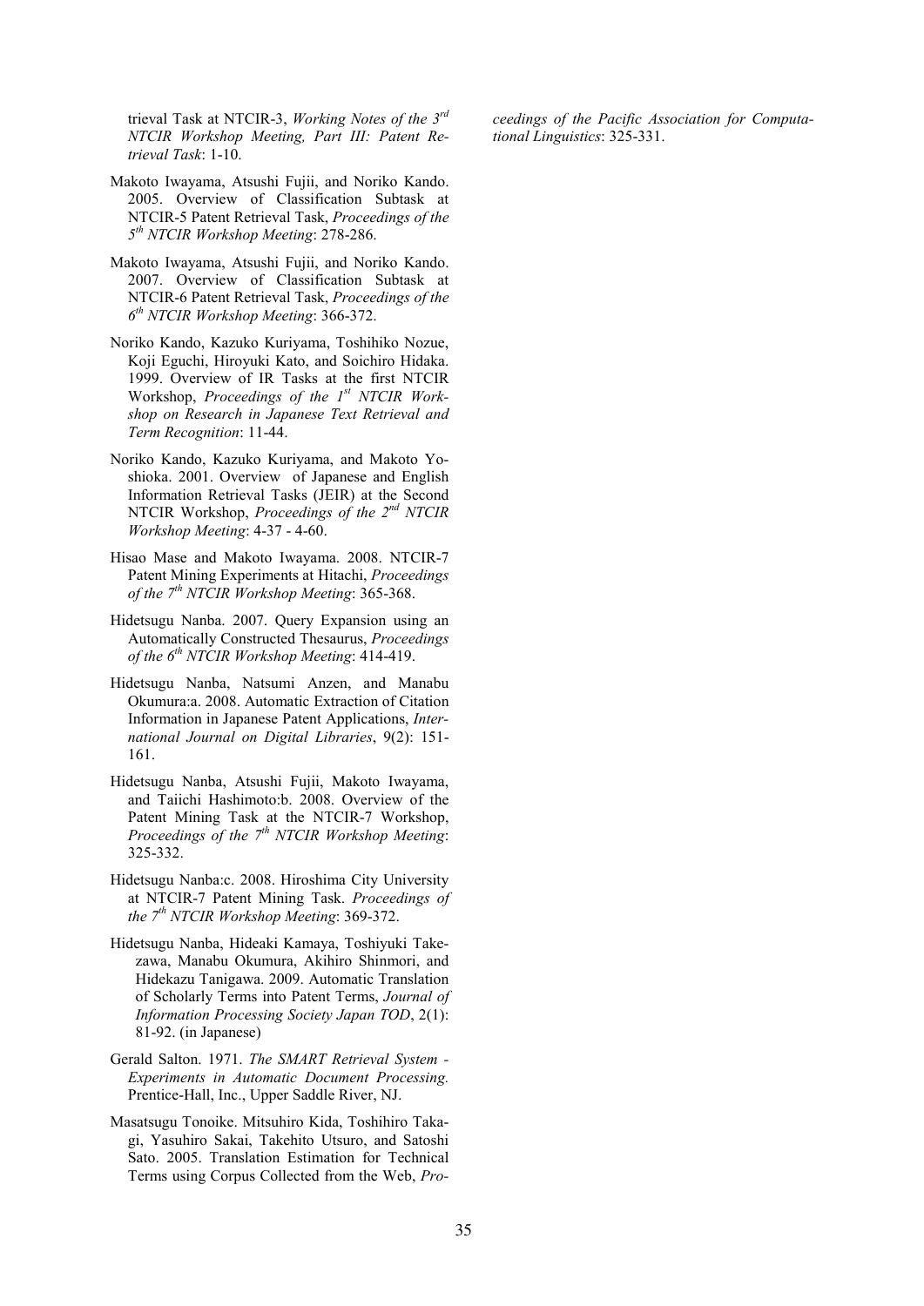trieval Task at NTCIR-3, *Working Notes of the 3rd NTCIR Workshop Meeting, Part III: Patent Retrieval Task*: 1-10.

Makoto Iwayama, Atsushi Fujii, and Noriko Kando. 2005. Overview of Classification Subtask at NTCIR-5 Patent Retrieval Task, *Proceedings of the 5th NTCIR Workshop Meeting*: 278-286.

Makoto Iwayama, Atsushi Fujii, and Noriko Kando. 2007. Overview of Classification Subtask at NTCIR-6 Patent Retrieval Task, *Proceedings of the 6th NTCIR Workshop Meeting*: 366-372.

Noriko Kando, Kazuko Kuriyama, Toshihiko Nozue, Koji Eguchi, Hiroyuki Kato, and Soichiro Hidaka. 1999. Overview of IR Tasks at the first NTCIR Workshop, *Proceedings of the 1st NTCIR Workshop on Research in Japanese Text Retrieval and Term Recognition*: 11-44.

Noriko Kando, Kazuko Kuriyama, and Makoto Yoshioka. 2001. Overview of Japanese and English Information Retrieval Tasks (JEIR) at the Second NTCIR Workshop, *Proceedings of the 2nd NTCIR Workshop Meeting*: 4-37 - 4-60.

Hisao Mase and Makoto Iwayama. 2008. NTCIR-7 Patent Mining Experiments at Hitachi, *Proceedings of the 7th NTCIR Workshop Meeting*: 365-368.

Hidetsugu Nanba. 2007. Query Expansion using an Automatically Constructed Thesaurus, *Proceedings of the 6th NTCIR Workshop Meeting*: 414-419.

Hidetsugu Nanba, Natsumi Anzen, and Manabu Okumura:a. 2008. Automatic Extraction of Citation Information in Japanese Patent Applications, *International Journal on Digital Libraries*, 9(2): 151-161.

Hidetsugu Nanba, Atsushi Fujii, Makoto Iwayama, and Taiichi Hashimoto:b. 2008. Overview of the Patent Mining Task at the NTCIR-7 Workshop, *Proceedings of the 7th NTCIR Workshop Meeting*: 325-332.

Hidetsugu Nanba:c. 2008. Hiroshima City University at NTCIR-7 Patent Mining Task. *Proceedings of the 7th NTCIR Workshop Meeting*: 369-372.

Hidetsugu Nanba, Hideaki Kamaya, Toshiyuki Takezawa, Manabu Okumura, Akihiro Shinmori, and Hidekazu Tanigawa. 2009. Automatic Translation of Scholarly Terms into Patent Terms, *Journal of Information Processing Society Japan TOD*, 2(1): 81-92. (in Japanese)

Gerald Salton. 1971. *The SMART Retrieval System - Experiments in Automatic Document Processing.* Prentice-Hall, Inc., Upper Saddle River, NJ.

Masatsugu Tonoike. Mitsuhiro Kida, Toshihiro Takagi, Yasuhiro Sakai, Takehito Utsuro, and Satoshi Sato. 2005. Translation Estimation for Technical Terms using Corpus Collected from the Web, *Proceedings of the Pacific Association for Computational Linguistics*: 325-331.